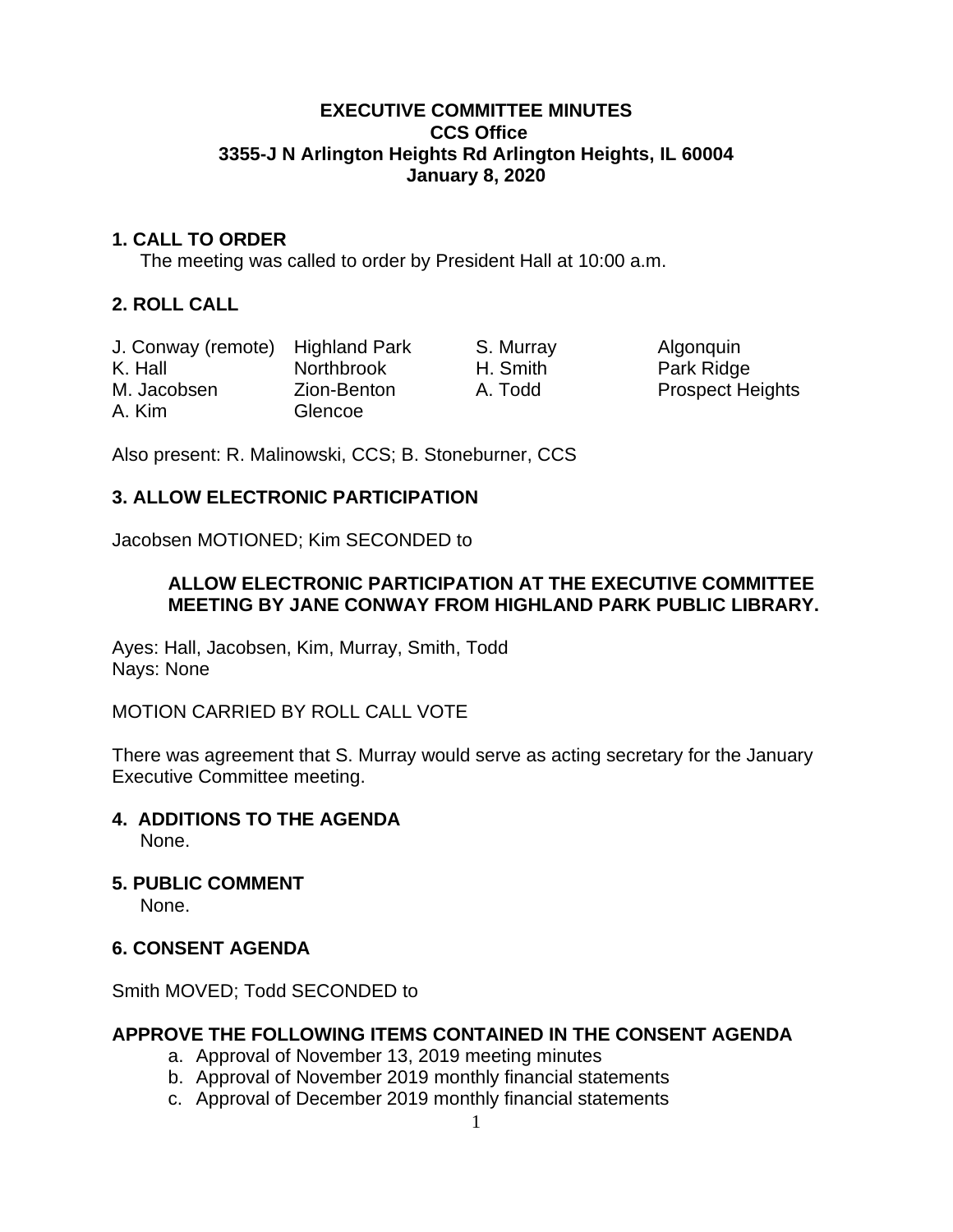**EXECUTIVE COMMITTEE MINUTES**
**CCS Office**
**3355-J N Arlington Heights Rd Arlington Heights, IL 60004**
**January 8, 2020**

## 1. CALL TO ORDER

The meeting was called to order by President Hall at 10:00 a.m.

## 2. ROLL CALL

| | | | |
|---|---|---|---|
| J. Conway (remote) | Highland Park | S. Murray | Algonquin |
| K. Hall | Northbrook | H. Smith | Park Ridge |
| M. Jacobsen | Zion-Benton | A. Todd | Prospect Heights |
| A. Kim | Glencoe | | |

Also present: R. Malinowski, CCS; B. Stoneburner, CCS

## 3. ALLOW ELECTRONIC PARTICIPATION

Jacobsen MOTIONED; Kim SECONDED to

**ALLOW ELECTRONIC PARTICIPATION AT THE EXECUTIVE COMMITTEE MEETING BY JANE CONWAY FROM HIGHLAND PARK PUBLIC LIBRARY.**

Ayes: Hall, Jacobsen, Kim, Murray, Smith, Todd
Nays: None

MOTION CARRIED BY ROLL CALL VOTE

There was agreement that S. Murray would serve as acting secretary for the January Executive Committee meeting.

## 4. ADDITIONS TO THE AGENDA

None.

## 5. PUBLIC COMMENT

None.

## 6. CONSENT AGENDA

Smith MOVED; Todd SECONDED to

**APPROVE THE FOLLOWING ITEMS CONTAINED IN THE CONSENT AGENDA**

a. Approval of November 13, 2019 meeting minutes
b. Approval of November 2019 monthly financial statements
c. Approval of December 2019 monthly financial statements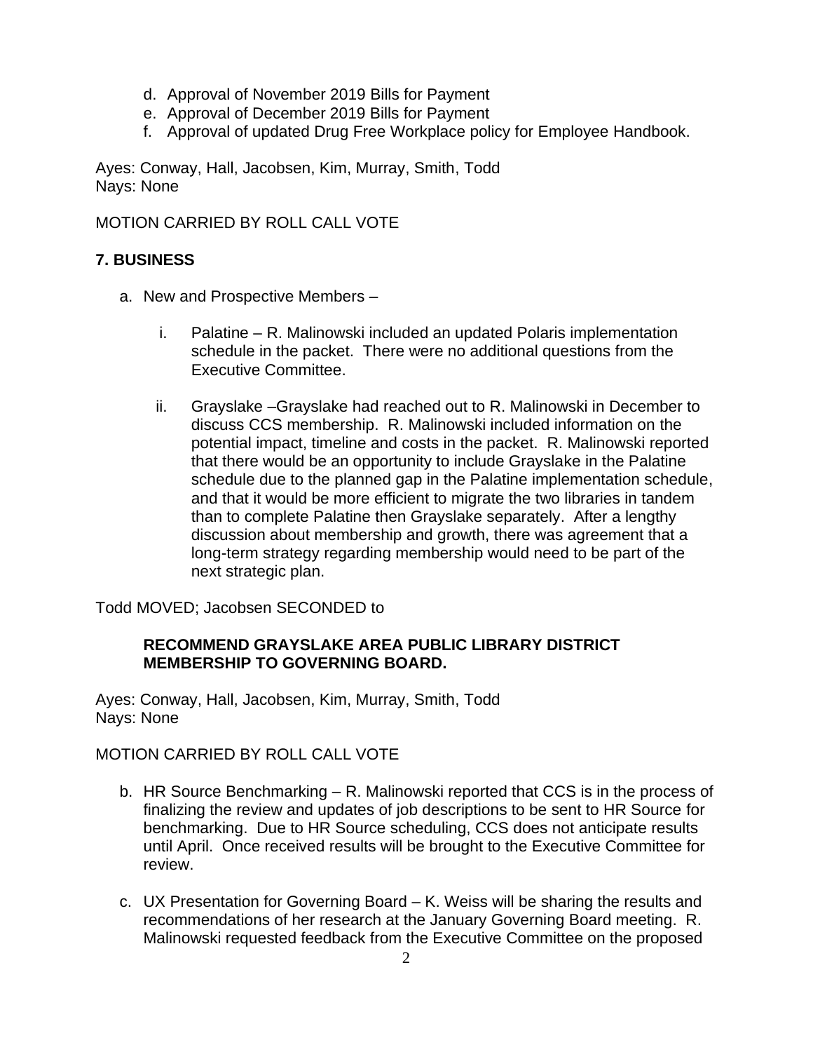d. Approval of November 2019 Bills for Payment
e. Approval of December 2019 Bills for Payment
f. Approval of updated Drug Free Workplace policy for Employee Handbook.

Ayes: Conway, Hall, Jacobsen, Kim, Murray, Smith, Todd
Nays: None

MOTION CARRIED BY ROLL CALL VOTE

## 7. BUSINESS

a. New and Prospective Members –

   i. Palatine – R. Malinowski included an updated Polaris implementation schedule in the packet. There were no additional questions from the Executive Committee.

   ii. Grayslake –Grayslake had reached out to R. Malinowski in December to discuss CCS membership. R. Malinowski included information on the potential impact, timeline and costs in the packet. R. Malinowski reported that there would be an opportunity to include Grayslake in the Palatine schedule due to the planned gap in the Palatine implementation schedule, and that it would be more efficient to migrate the two libraries in tandem than to complete Palatine then Grayslake separately. After a lengthy discussion about membership and growth, there was agreement that a long-term strategy regarding membership would need to be part of the next strategic plan.

Todd MOVED; Jacobsen SECONDED to

**RECOMMEND GRAYSLAKE AREA PUBLIC LIBRARY DISTRICT MEMBERSHIP TO GOVERNING BOARD.**

Ayes: Conway, Hall, Jacobsen, Kim, Murray, Smith, Todd
Nays: None

MOTION CARRIED BY ROLL CALL VOTE

b. HR Source Benchmarking – R. Malinowski reported that CCS is in the process of finalizing the review and updates of job descriptions to be sent to HR Source for benchmarking. Due to HR Source scheduling, CCS does not anticipate results until April. Once received results will be brought to the Executive Committee for review.

c. UX Presentation for Governing Board – K. Weiss will be sharing the results and recommendations of her research at the January Governing Board meeting. R. Malinowski requested feedback from the Executive Committee on the proposed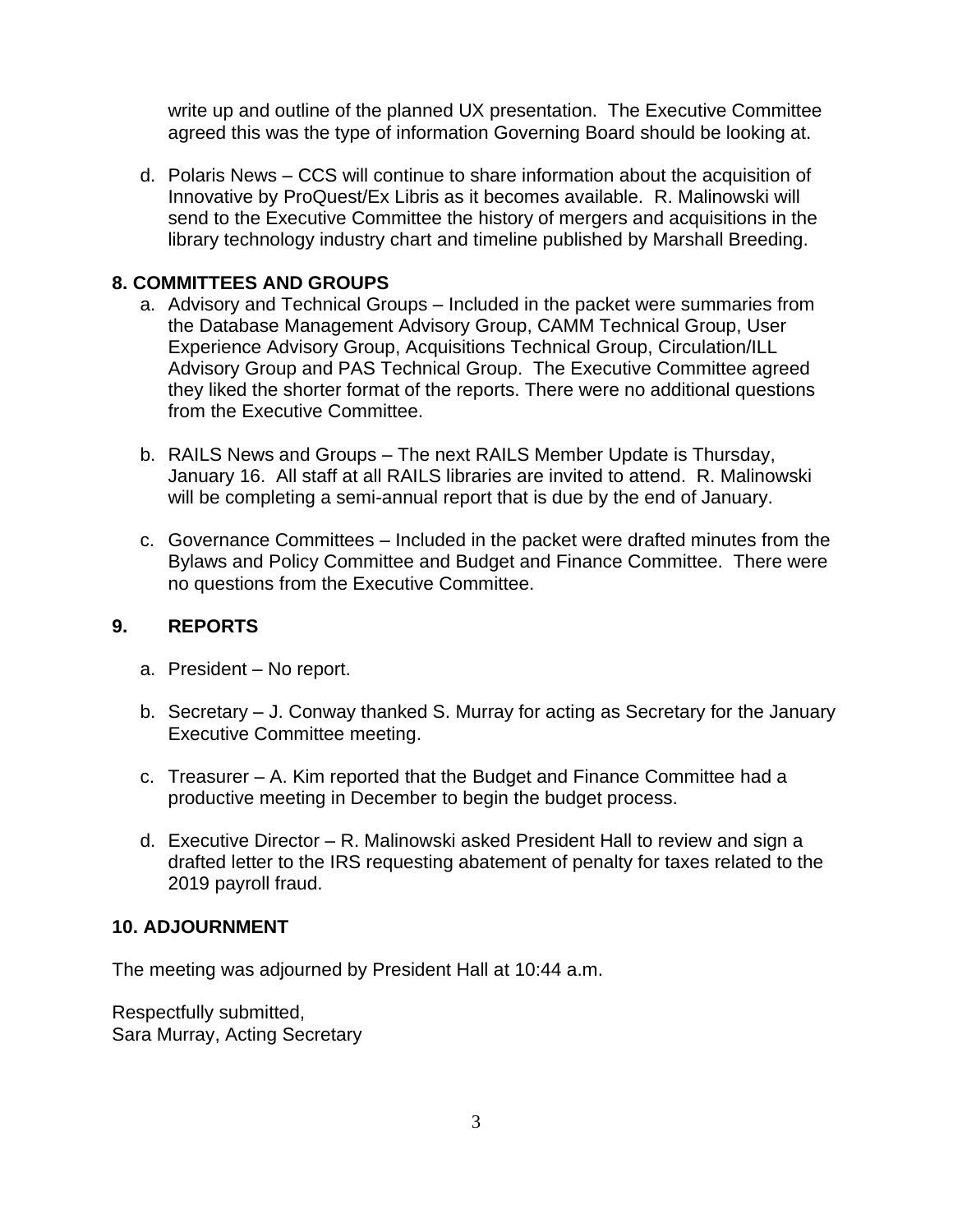write up and outline of the planned UX presentation. The Executive Committee agreed this was the type of information Governing Board should be looking at.

d. Polaris News – CCS will continue to share information about the acquisition of Innovative by ProQuest/Ex Libris as it becomes available. R. Malinowski will send to the Executive Committee the history of mergers and acquisitions in the library technology industry chart and timeline published by Marshall Breeding.

## 8. COMMITTEES AND GROUPS

a. Advisory and Technical Groups – Included in the packet were summaries from the Database Management Advisory Group, CAMM Technical Group, User Experience Advisory Group, Acquisitions Technical Group, Circulation/ILL Advisory Group and PAS Technical Group. The Executive Committee agreed they liked the shorter format of the reports. There were no additional questions from the Executive Committee.

b. RAILS News and Groups – The next RAILS Member Update is Thursday, January 16. All staff at all RAILS libraries are invited to attend. R. Malinowski will be completing a semi-annual report that is due by the end of January.

c. Governance Committees – Included in the packet were drafted minutes from the Bylaws and Policy Committee and Budget and Finance Committee. There were no questions from the Executive Committee.

## 9. REPORTS

a. President – No report.

b. Secretary – J. Conway thanked S. Murray for acting as Secretary for the January Executive Committee meeting.

c. Treasurer – A. Kim reported that the Budget and Finance Committee had a productive meeting in December to begin the budget process.

d. Executive Director – R. Malinowski asked President Hall to review and sign a drafted letter to the IRS requesting abatement of penalty for taxes related to the 2019 payroll fraud.

## 10. ADJOURNMENT

The meeting was adjourned by President Hall at 10:44 a.m.

Respectfully submitted,  
Sara Murray, Acting Secretary